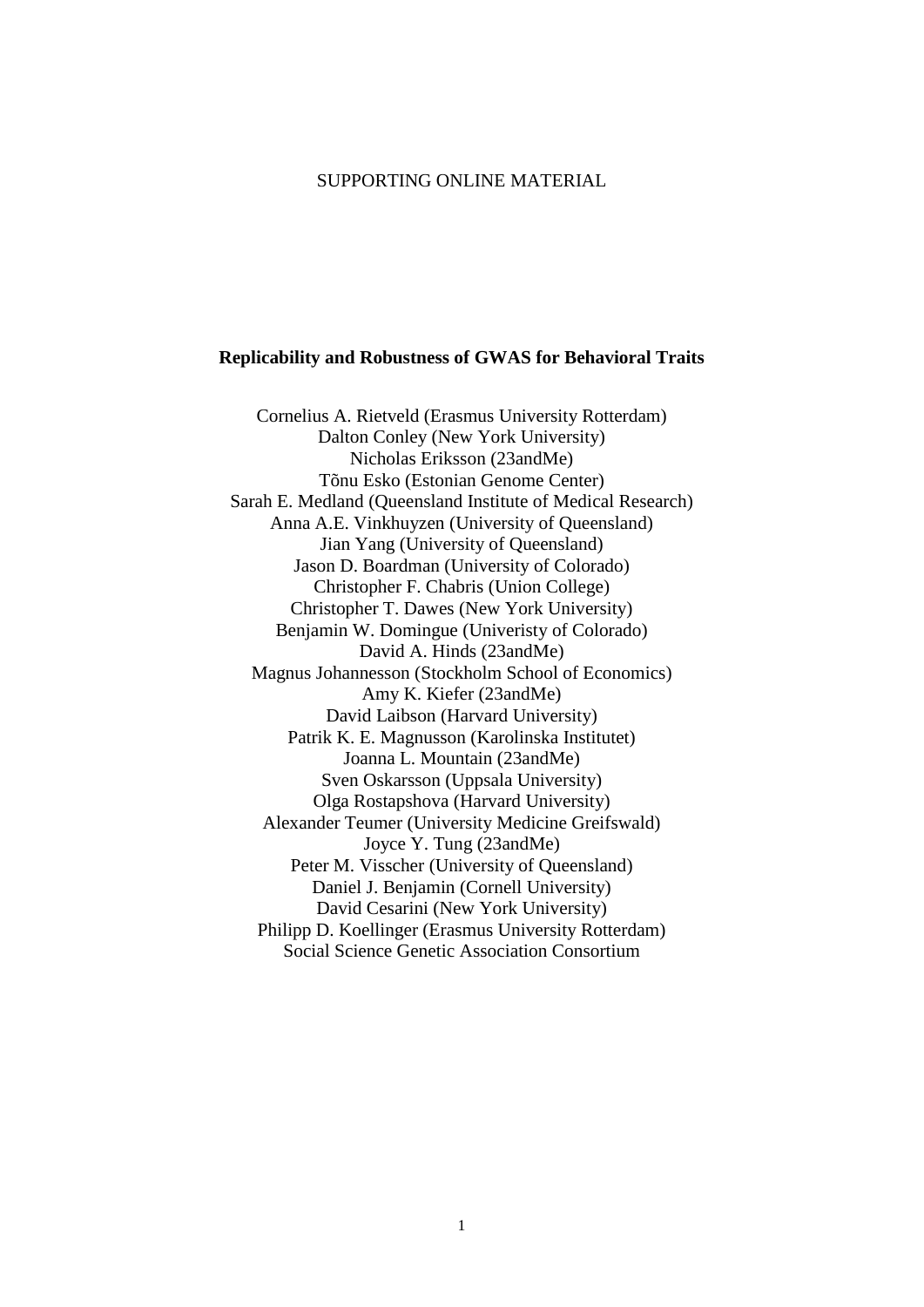SUPPORTING ONLINE MATERIAL

# Replicability and Robustness of GWAS for Behavioral Traits

Cornelius A. Rietveld (Erasmus University Rotterdam)
Dalton Conley (New York University)
Nicholas Eriksson (23andMe)
Tõnu Esko (Estonian Genome Center)
Sarah E. Medland (Queensland Institute of Medical Research)
Anna A.E. Vinkhuyzen (University of Queensland)
Jian Yang (University of Queensland)
Jason D. Boardman (University of Colorado)
Christopher F. Chabris (Union College)
Christopher T. Dawes (New York University)
Benjamin W. Domingue (Univeristy of Colorado)
David A. Hinds (23andMe)
Magnus Johannesson (Stockholm School of Economics)
Amy K. Kiefer (23andMe)
David Laibson (Harvard University)
Patrik K. E. Magnusson (Karolinska Institutet)
Joanna L. Mountain (23andMe)
Sven Oskarsson (Uppsala University)
Olga Rostapshova (Harvard University)
Alexander Teumer (University Medicine Greifswald)
Joyce Y. Tung (23andMe)
Peter M. Visscher (University of Queensland)
Daniel J. Benjamin (Cornell University)
David Cesarini (New York University)
Philipp D. Koellinger (Erasmus University Rotterdam)
Social Science Genetic Association Consortium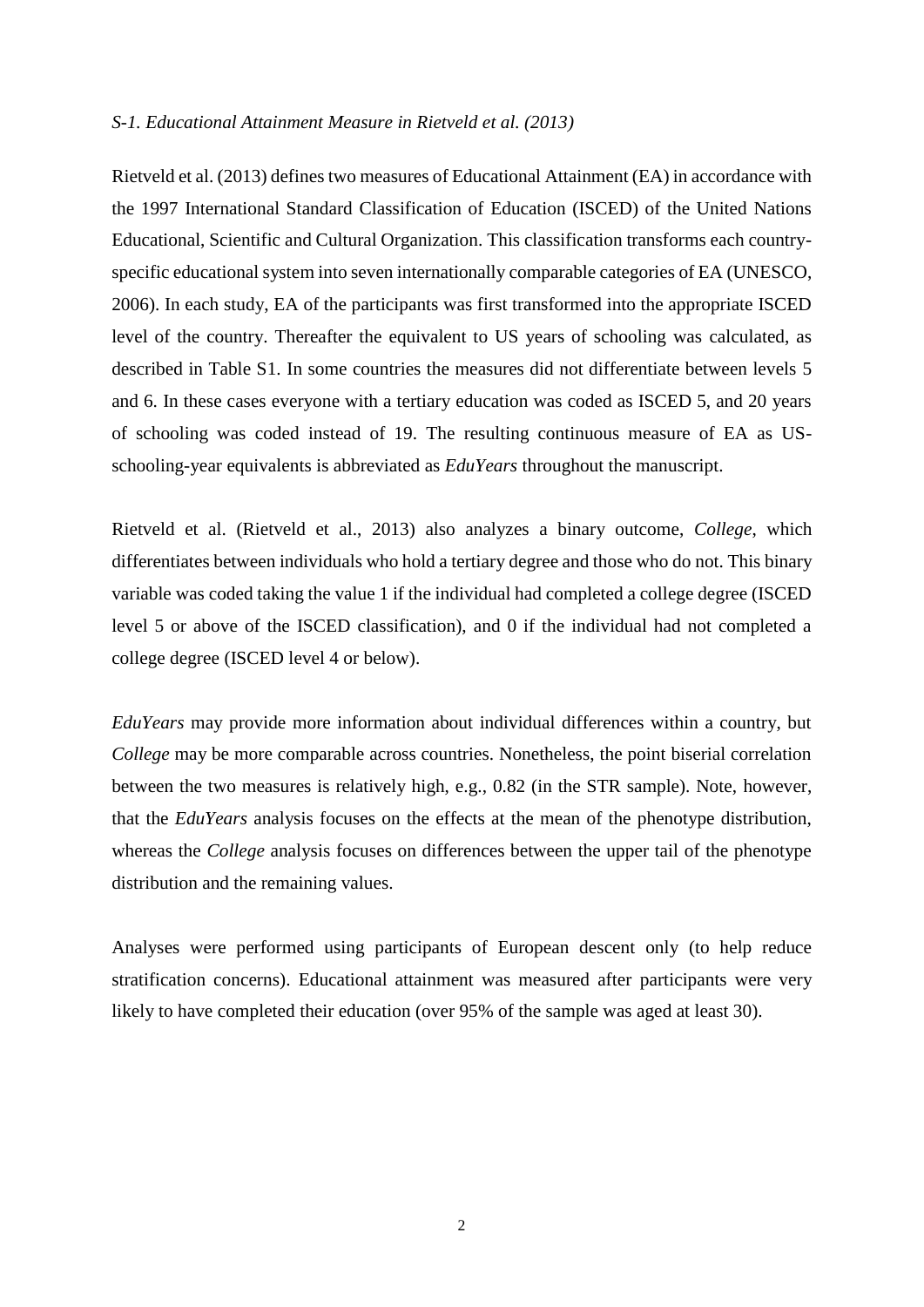*S-1. Educational Attainment Measure in Rietveld et al. (2013)*

Rietveld et al. (2013) defines two measures of Educational Attainment (EA) in accordance with the 1997 International Standard Classification of Education (ISCED) of the United Nations Educational, Scientific and Cultural Organization. This classification transforms each country-specific educational system into seven internationally comparable categories of EA (UNESCO, 2006). In each study, EA of the participants was first transformed into the appropriate ISCED level of the country. Thereafter the equivalent to US years of schooling was calculated, as described in Table S1. In some countries the measures did not differentiate between levels 5 and 6. In these cases everyone with a tertiary education was coded as ISCED 5, and 20 years of schooling was coded instead of 19. The resulting continuous measure of EA as US-schooling-year equivalents is abbreviated as *EduYears* throughout the manuscript.

Rietveld et al. (Rietveld et al., 2013) also analyzes a binary outcome, *College*, which differentiates between individuals who hold a tertiary degree and those who do not. This binary variable was coded taking the value 1 if the individual had completed a college degree (ISCED level 5 or above of the ISCED classification), and 0 if the individual had not completed a college degree (ISCED level 4 or below).

*EduYears* may provide more information about individual differences within a country, but *College* may be more comparable across countries. Nonetheless, the point biserial correlation between the two measures is relatively high, e.g., 0.82 (in the STR sample). Note, however, that the *EduYears* analysis focuses on the effects at the mean of the phenotype distribution, whereas the *College* analysis focuses on differences between the upper tail of the phenotype distribution and the remaining values.

Analyses were performed using participants of European descent only (to help reduce stratification concerns). Educational attainment was measured after participants were very likely to have completed their education (over 95% of the sample was aged at least 30).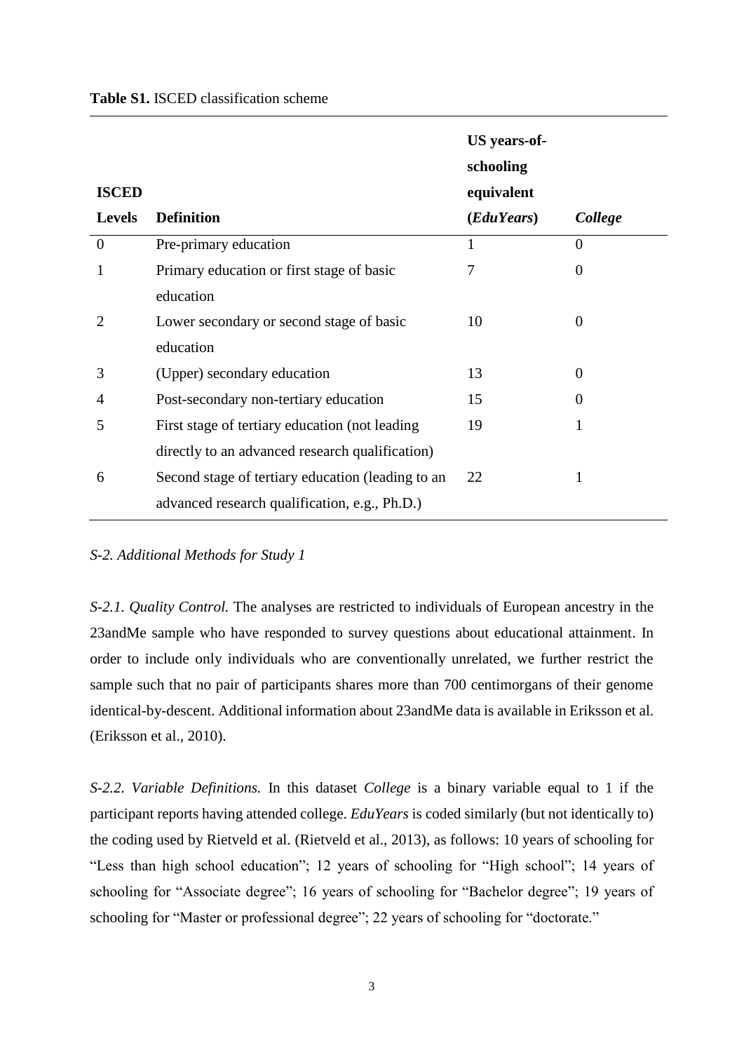**Table S1.** ISCED classification scheme

| ISCED Levels | Definition | US years-of-schooling equivalent (*EduYears*) | *College* |
|---|---|---|---|
| 0 | Pre-primary education | 1 | 0 |
| 1 | Primary education or first stage of basic education | 7 | 0 |
| 2 | Lower secondary or second stage of basic education | 10 | 0 |
| 3 | (Upper) secondary education | 13 | 0 |
| 4 | Post-secondary non-tertiary education | 15 | 0 |
| 5 | First stage of tertiary education (not leading directly to an advanced research qualification) | 19 | 1 |
| 6 | Second stage of tertiary education (leading to an advanced research qualification, e.g., Ph.D.) | 22 | 1 |

## *S-2. Additional Methods for Study 1*

*S-2.1. Quality Control.* The analyses are restricted to individuals of European ancestry in the 23andMe sample who have responded to survey questions about educational attainment. In order to include only individuals who are conventionally unrelated, we further restrict the sample such that no pair of participants shares more than 700 centimorgans of their genome identical-by-descent. Additional information about 23andMe data is available in Eriksson et al. (Eriksson et al., 2010).

*S-2.2. Variable Definitions.* In this dataset *College* is a binary variable equal to 1 if the participant reports having attended college. *EduYears* is coded similarly (but not identically to) the coding used by Rietveld et al. (Rietveld et al., 2013), as follows: 10 years of schooling for "Less than high school education"; 12 years of schooling for "High school"; 14 years of schooling for "Associate degree"; 16 years of schooling for "Bachelor degree"; 19 years of schooling for "Master or professional degree"; 22 years of schooling for "doctorate."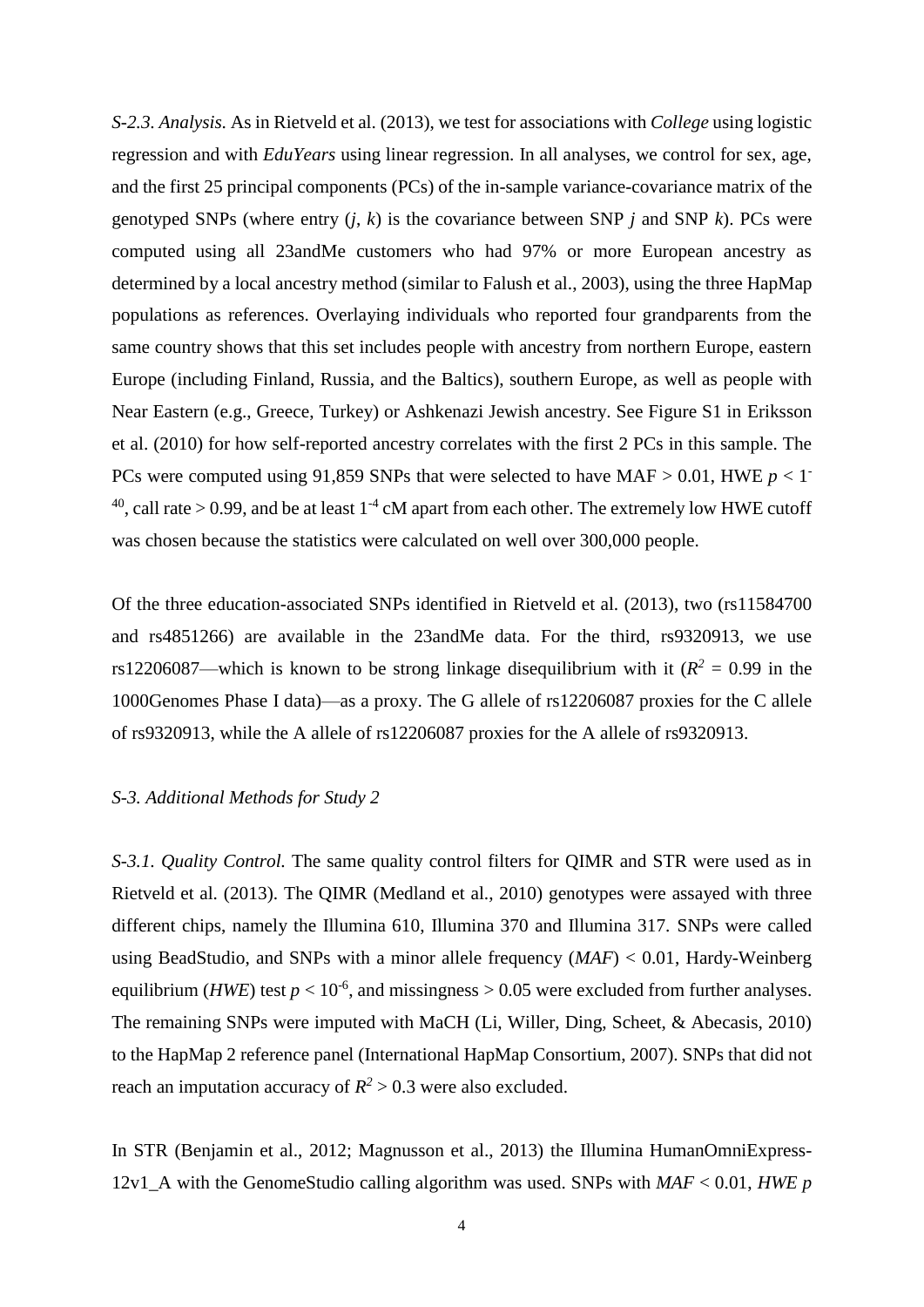*S-2.3. Analysis.* As in Rietveld et al. (2013), we test for associations with *College* using logistic regression and with *EduYears* using linear regression. In all analyses, we control for sex, age, and the first 25 principal components (PCs) of the in-sample variance-covariance matrix of the genotyped SNPs (where entry ($j$, $k$) is the covariance between SNP $j$ and SNP $k$). PCs were computed using all 23andMe customers who had 97% or more European ancestry as determined by a local ancestry method (similar to Falush et al., 2003), using the three HapMap populations as references. Overlaying individuals who reported four grandparents from the same country shows that this set includes people with ancestry from northern Europe, eastern Europe (including Finland, Russia, and the Baltics), southern Europe, as well as people with Near Eastern (e.g., Greece, Turkey) or Ashkenazi Jewish ancestry. See Figure S1 in Eriksson et al. (2010) for how self-reported ancestry correlates with the first 2 PCs in this sample. The PCs were computed using 91,859 SNPs that were selected to have MAF > 0.01, HWE $p < 1^{-40}$, call rate > 0.99, and be at least $1^{-4}$ cM apart from each other. The extremely low HWE cutoff was chosen because the statistics were calculated on well over 300,000 people.

Of the three education-associated SNPs identified in Rietveld et al. (2013), two (rs11584700 and rs4851266) are available in the 23andMe data. For the third, rs9320913, we use rs12206087—which is known to be strong linkage disequilibrium with it ($R^2$ = 0.99 in the 1000Genomes Phase I data)—as a proxy. The G allele of rs12206087 proxies for the C allele of rs9320913, while the A allele of rs12206087 proxies for the A allele of rs9320913.

*S-3. Additional Methods for Study 2*

*S-3.1. Quality Control.* The same quality control filters for QIMR and STR were used as in Rietveld et al. (2013). The QIMR (Medland et al., 2010) genotypes were assayed with three different chips, namely the Illumina 610, Illumina 370 and Illumina 317. SNPs were called using BeadStudio, and SNPs with a minor allele frequency (*MAF*) < 0.01, Hardy-Weinberg equilibrium (*HWE*) test $p < 10^{-6}$, and missingness > 0.05 were excluded from further analyses. The remaining SNPs were imputed with MaCH (Li, Willer, Ding, Scheet, & Abecasis, 2010) to the HapMap 2 reference panel (International HapMap Consortium, 2007). SNPs that did not reach an imputation accuracy of $R^2 > 0.3$ were also excluded.

In STR (Benjamin et al., 2012; Magnusson et al., 2013) the Illumina HumanOmniExpress-12v1_A with the GenomeStudio calling algorithm was used. SNPs with *MAF* < 0.01, *HWE p*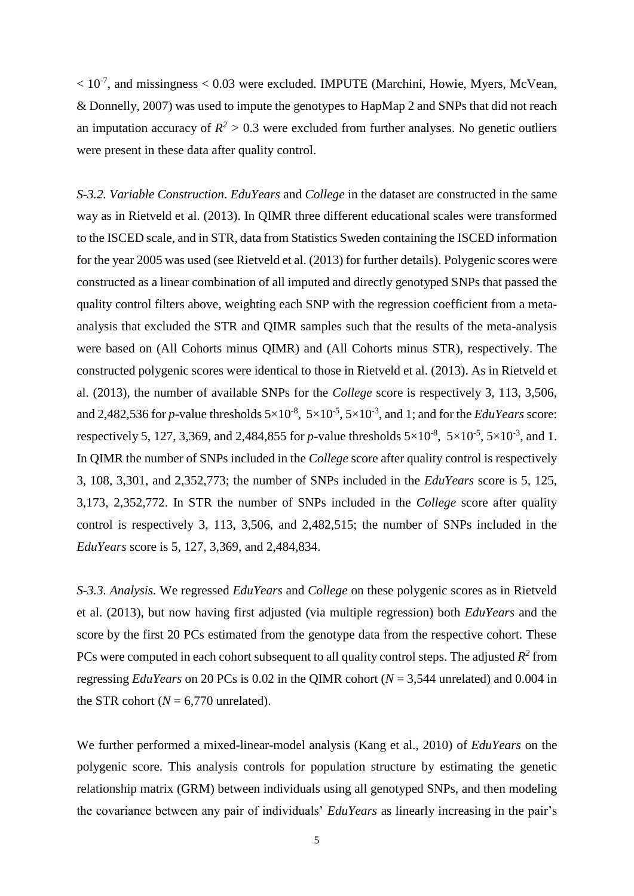$< 10^{-7}$, and missingness < 0.03 were excluded. IMPUTE (Marchini, Howie, Myers, McVean, & Donnelly, 2007) was used to impute the genotypes to HapMap 2 and SNPs that did not reach an imputation accuracy of $R^2 > 0.3$ were excluded from further analyses. No genetic outliers were present in these data after quality control.

*S-3.2. Variable Construction*. *EduYears* and *College* in the dataset are constructed in the same way as in Rietveld et al. (2013). In QIMR three different educational scales were transformed to the ISCED scale, and in STR, data from Statistics Sweden containing the ISCED information for the year 2005 was used (see Rietveld et al. (2013) for further details). Polygenic scores were constructed as a linear combination of all imputed and directly genotyped SNPs that passed the quality control filters above, weighting each SNP with the regression coefficient from a meta-analysis that excluded the STR and QIMR samples such that the results of the meta-analysis were based on (All Cohorts minus QIMR) and (All Cohorts minus STR), respectively. The constructed polygenic scores were identical to those in Rietveld et al. (2013). As in Rietveld et al. (2013), the number of available SNPs for the *College* score is respectively 3, 113, 3,506, and 2,482,536 for *p*-value thresholds $5\times10^{-8}$, $5\times10^{-5}$, $5\times10^{-3}$, and 1; and for the *EduYears* score: respectively 5, 127, 3,369, and 2,484,855 for *p*-value thresholds $5\times10^{-8}$, $5\times10^{-5}$, $5\times10^{-3}$, and 1. In QIMR the number of SNPs included in the *College* score after quality control is respectively 3, 108, 3,301, and 2,352,773; the number of SNPs included in the *EduYears* score is 5, 125, 3,173, 2,352,772. In STR the number of SNPs included in the *College* score after quality control is respectively 3, 113, 3,506, and 2,482,515; the number of SNPs included in the *EduYears* score is 5, 127, 3,369, and 2,484,834.

*S-3.3. Analysis.* We regressed *EduYears* and *College* on these polygenic scores as in Rietveld et al. (2013), but now having first adjusted (via multiple regression) both *EduYears* and the score by the first 20 PCs estimated from the genotype data from the respective cohort. These PCs were computed in each cohort subsequent to all quality control steps. The adjusted $R^2$ from regressing *EduYears* on 20 PCs is 0.02 in the QIMR cohort ($N = 3{,}544$ unrelated) and 0.004 in the STR cohort ($N = 6{,}770$ unrelated).

We further performed a mixed-linear-model analysis (Kang et al., 2010) of *EduYears* on the polygenic score. This analysis controls for population structure by estimating the genetic relationship matrix (GRM) between individuals using all genotyped SNPs, and then modeling the covariance between any pair of individuals' *EduYears* as linearly increasing in the pair's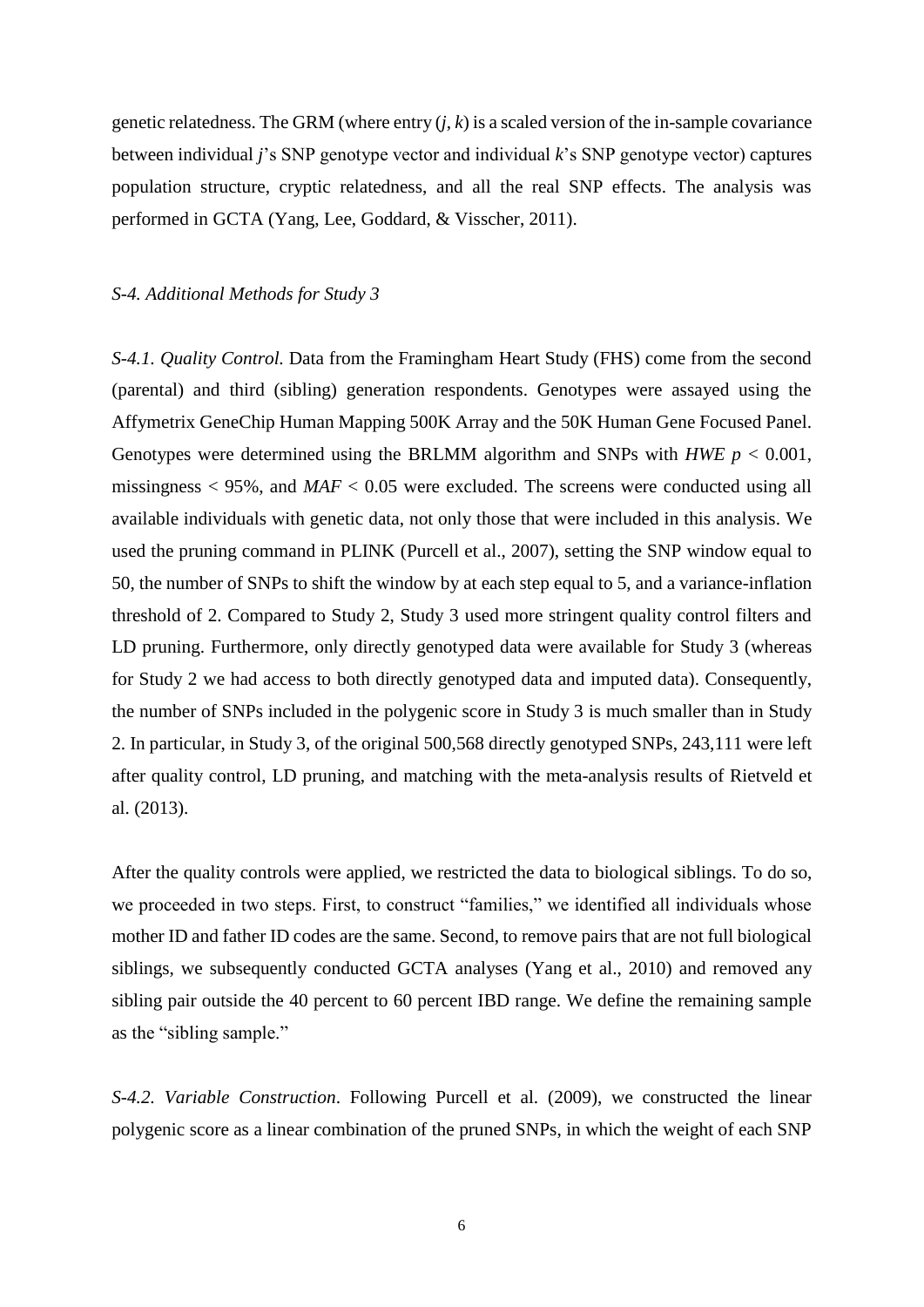genetic relatedness. The GRM (where entry ($j$, $k$) is a scaled version of the in-sample covariance between individual $j$'s SNP genotype vector and individual $k$'s SNP genotype vector) captures population structure, cryptic relatedness, and all the real SNP effects. The analysis was performed in GCTA (Yang, Lee, Goddard, & Visscher, 2011).

*S-4. Additional Methods for Study 3*

*S-4.1. Quality Control.* Data from the Framingham Heart Study (FHS) come from the second (parental) and third (sibling) generation respondents. Genotypes were assayed using the Affymetrix GeneChip Human Mapping 500K Array and the 50K Human Gene Focused Panel. Genotypes were determined using the BRLMM algorithm and SNPs with *HWE* $p < 0.001$, missingness < 95%, and *MAF* < 0.05 were excluded. The screens were conducted using all available individuals with genetic data, not only those that were included in this analysis. We used the pruning command in PLINK (Purcell et al., 2007), setting the SNP window equal to 50, the number of SNPs to shift the window by at each step equal to 5, and a variance-inflation threshold of 2. Compared to Study 2, Study 3 used more stringent quality control filters and LD pruning. Furthermore, only directly genotyped data were available for Study 3 (whereas for Study 2 we had access to both directly genotyped data and imputed data). Consequently, the number of SNPs included in the polygenic score in Study 3 is much smaller than in Study 2. In particular, in Study 3, of the original 500,568 directly genotyped SNPs, 243,111 were left after quality control, LD pruning, and matching with the meta-analysis results of Rietveld et al. (2013).

After the quality controls were applied, we restricted the data to biological siblings. To do so, we proceeded in two steps. First, to construct "families," we identified all individuals whose mother ID and father ID codes are the same. Second, to remove pairs that are not full biological siblings, we subsequently conducted GCTA analyses (Yang et al., 2010) and removed any sibling pair outside the 40 percent to 60 percent IBD range. We define the remaining sample as the "sibling sample."

*S-4.2. Variable Construction*. Following Purcell et al. (2009), we constructed the linear polygenic score as a linear combination of the pruned SNPs, in which the weight of each SNP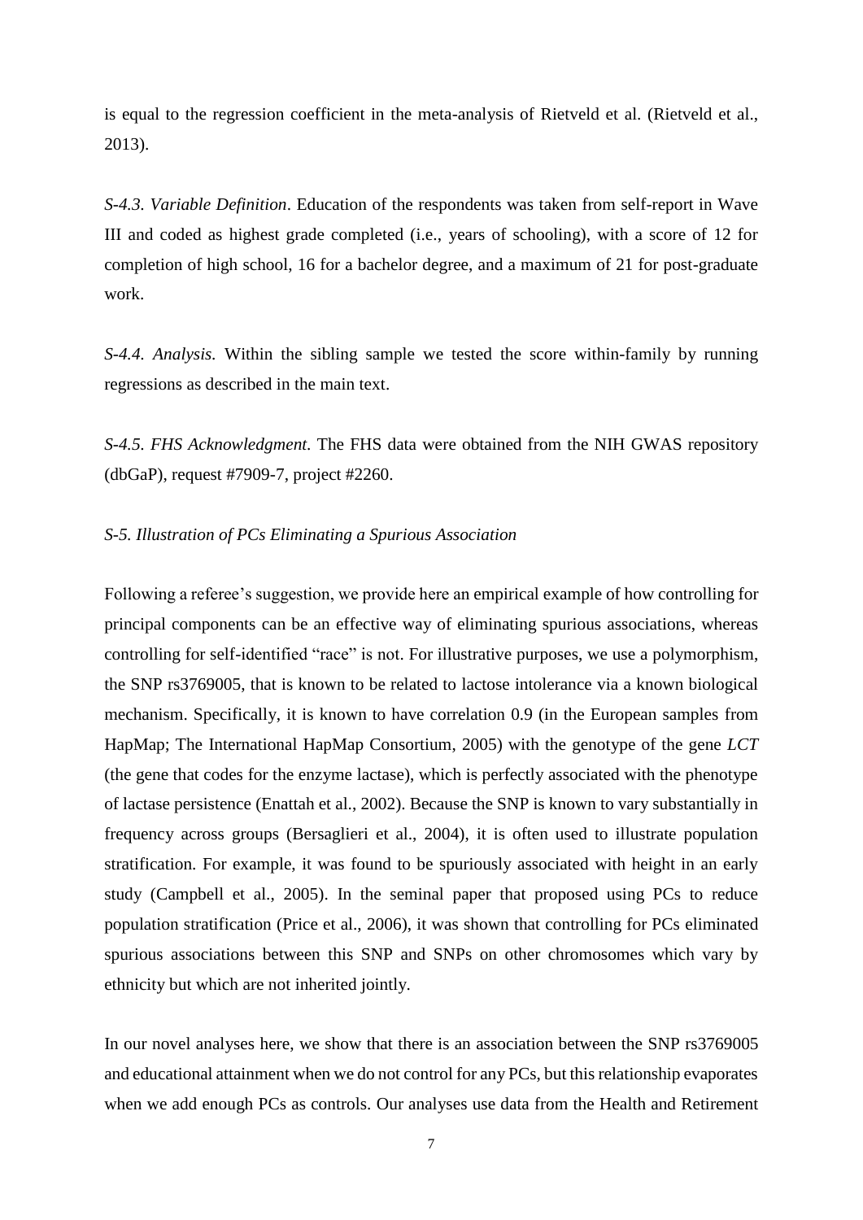is equal to the regression coefficient in the meta-analysis of Rietveld et al. (Rietveld et al., 2013).

*S-4.3. Variable Definition*. Education of the respondents was taken from self-report in Wave III and coded as highest grade completed (i.e., years of schooling), with a score of 12 for completion of high school, 16 for a bachelor degree, and a maximum of 21 for post-graduate work.

*S-4.4. Analysis.* Within the sibling sample we tested the score within-family by running regressions as described in the main text.

*S-4.5. FHS Acknowledgment*. The FHS data were obtained from the NIH GWAS repository (dbGaP), request #7909-7, project #2260.

*S-5. Illustration of PCs Eliminating a Spurious Association*

Following a referee's suggestion, we provide here an empirical example of how controlling for principal components can be an effective way of eliminating spurious associations, whereas controlling for self-identified "race" is not. For illustrative purposes, we use a polymorphism, the SNP rs3769005, that is known to be related to lactose intolerance via a known biological mechanism. Specifically, it is known to have correlation 0.9 (in the European samples from HapMap; The International HapMap Consortium, 2005) with the genotype of the gene *LCT* (the gene that codes for the enzyme lactase), which is perfectly associated with the phenotype of lactase persistence (Enattah et al., 2002). Because the SNP is known to vary substantially in frequency across groups (Bersaglieri et al., 2004), it is often used to illustrate population stratification. For example, it was found to be spuriously associated with height in an early study (Campbell et al., 2005). In the seminal paper that proposed using PCs to reduce population stratification (Price et al., 2006), it was shown that controlling for PCs eliminated spurious associations between this SNP and SNPs on other chromosomes which vary by ethnicity but which are not inherited jointly.

In our novel analyses here, we show that there is an association between the SNP rs3769005 and educational attainment when we do not control for any PCs, but this relationship evaporates when we add enough PCs as controls. Our analyses use data from the Health and Retirement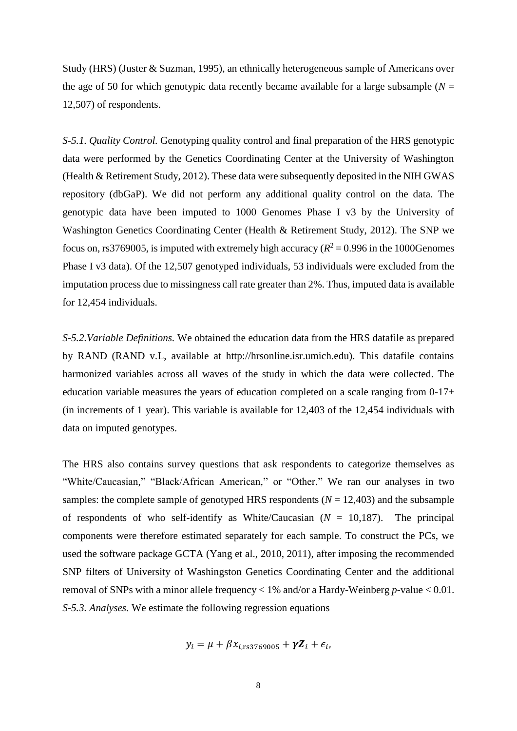Study (HRS) (Juster & Suzman, 1995), an ethnically heterogeneous sample of Americans over the age of 50 for which genotypic data recently became available for a large subsample ($N$ = 12,507) of respondents.

*S-5.1. Quality Control.* Genotyping quality control and final preparation of the HRS genotypic data were performed by the Genetics Coordinating Center at the University of Washington (Health & Retirement Study, 2012). These data were subsequently deposited in the NIH GWAS repository (dbGaP). We did not perform any additional quality control on the data. The genotypic data have been imputed to 1000 Genomes Phase I v3 by the University of Washington Genetics Coordinating Center (Health & Retirement Study, 2012). The SNP we focus on, rs3769005, is imputed with extremely high accuracy ($R^2$ = 0.996 in the 1000Genomes Phase I v3 data). Of the 12,507 genotyped individuals, 53 individuals were excluded from the imputation process due to missingness call rate greater than 2%. Thus, imputed data is available for 12,454 individuals.

*S-5.2.Variable Definitions.* We obtained the education data from the HRS datafile as prepared by RAND (RAND v.L, available at http://hrsonline.isr.umich.edu). This datafile contains harmonized variables across all waves of the study in which the data were collected. The education variable measures the years of education completed on a scale ranging from 0-17+ (in increments of 1 year). This variable is available for 12,403 of the 12,454 individuals with data on imputed genotypes.

The HRS also contains survey questions that ask respondents to categorize themselves as "White/Caucasian," "Black/African American," or "Other." We ran our analyses in two samples: the complete sample of genotyped HRS respondents ($N$ = 12,403) and the subsample of respondents of who self-identify as White/Caucasian ($N$ = 10,187). The principal components were therefore estimated separately for each sample. To construct the PCs, we used the software package GCTA (Yang et al., 2010, 2011), after imposing the recommended SNP filters of University of Washingston Genetics Coordinating Center and the additional removal of SNPs with a minor allele frequency < 1% and/or a Hardy-Weinberg $p$-value < 0.01.
*S-5.3. Analyses.* We estimate the following regression equations

$$y_i = \mu + \beta x_{i,\text{rs3769005}} + \boldsymbol{\gamma} \boldsymbol{Z}_i + \epsilon_i,$$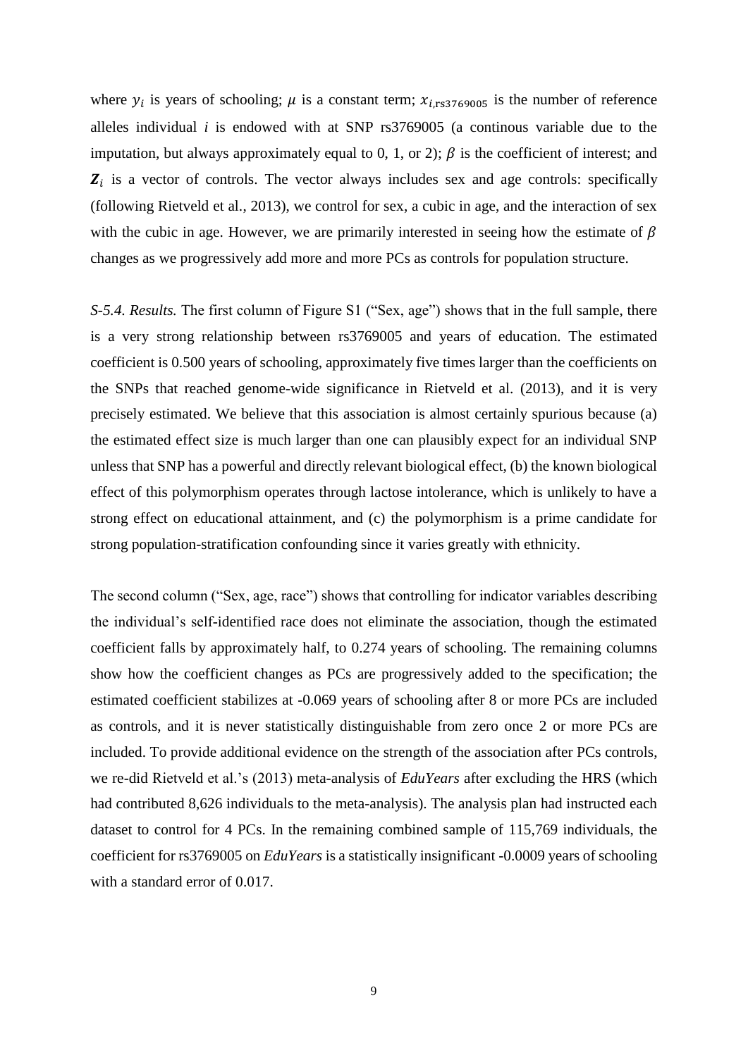where $y_i$ is years of schooling; $\mu$ is a constant term; $x_{i,\text{rs3769005}}$ is the number of reference alleles individual $i$ is endowed with at SNP rs3769005 (a continous variable due to the imputation, but always approximately equal to 0, 1, or 2); $\beta$ is the coefficient of interest; and $\boldsymbol{Z}_i$ is a vector of controls. The vector always includes sex and age controls: specifically (following Rietveld et al., 2013), we control for sex, a cubic in age, and the interaction of sex with the cubic in age. However, we are primarily interested in seeing how the estimate of $\beta$ changes as we progressively add more and more PCs as controls for population structure.

*S-5.4. Results.* The first column of Figure S1 ("Sex, age") shows that in the full sample, there is a very strong relationship between rs3769005 and years of education. The estimated coefficient is 0.500 years of schooling, approximately five times larger than the coefficients on the SNPs that reached genome-wide significance in Rietveld et al. (2013), and it is very precisely estimated. We believe that this association is almost certainly spurious because (a) the estimated effect size is much larger than one can plausibly expect for an individual SNP unless that SNP has a powerful and directly relevant biological effect, (b) the known biological effect of this polymorphism operates through lactose intolerance, which is unlikely to have a strong effect on educational attainment, and (c) the polymorphism is a prime candidate for strong population-stratification confounding since it varies greatly with ethnicity.

The second column ("Sex, age, race") shows that controlling for indicator variables describing the individual's self-identified race does not eliminate the association, though the estimated coefficient falls by approximately half, to 0.274 years of schooling. The remaining columns show how the coefficient changes as PCs are progressively added to the specification; the estimated coefficient stabilizes at -0.069 years of schooling after 8 or more PCs are included as controls, and it is never statistically distinguishable from zero once 2 or more PCs are included. To provide additional evidence on the strength of the association after PCs controls, we re-did Rietveld et al.'s (2013) meta-analysis of *EduYears* after excluding the HRS (which had contributed 8,626 individuals to the meta-analysis). The analysis plan had instructed each dataset to control for 4 PCs. In the remaining combined sample of 115,769 individuals, the coefficient for rs3769005 on *EduYears* is a statistically insignificant -0.0009 years of schooling with a standard error of 0.017.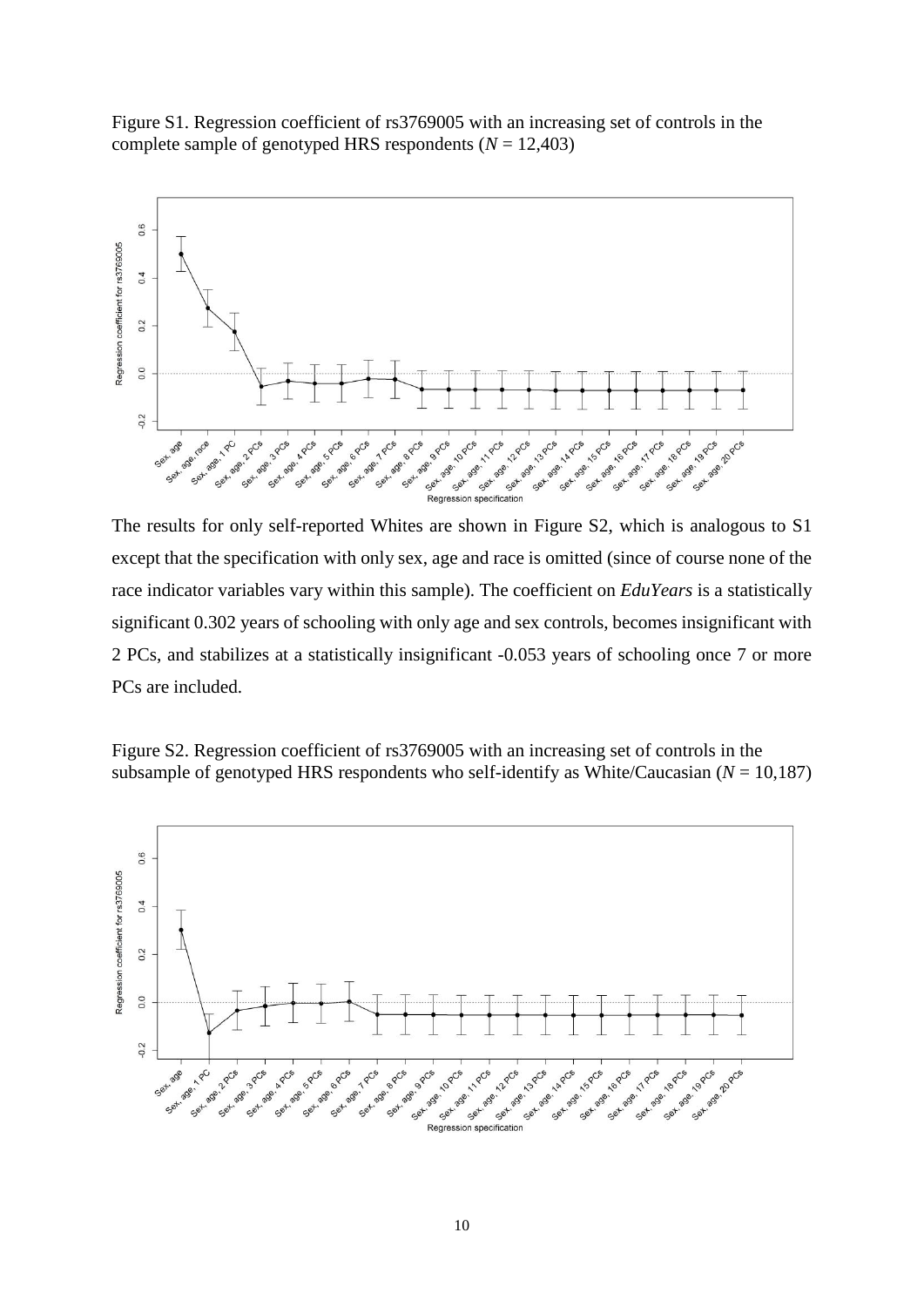Figure S1. Regression coefficient of rs3769005 with an increasing set of controls in the complete sample of genotyped HRS respondents ($N$ = 12,403)

The results for only self-reported Whites are shown in Figure S2, which is analogous to S1 except that the specification with only sex, age and race is omitted (since of course none of the race indicator variables vary within this sample). The coefficient on *EduYears* is a statistically significant 0.302 years of schooling with only age and sex controls, becomes insignificant with 2 PCs, and stabilizes at a statistically insignificant -0.053 years of schooling once 7 or more PCs are included.

Figure S2. Regression coefficient of rs3769005 with an increasing set of controls in the subsample of genotyped HRS respondents who self-identify as White/Caucasian ($N$ = 10,187)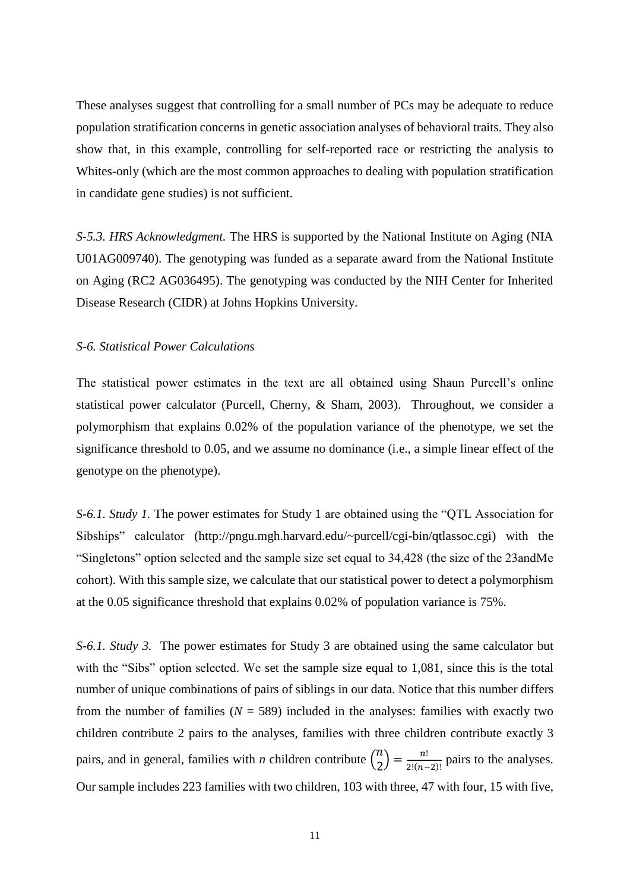These analyses suggest that controlling for a small number of PCs may be adequate to reduce population stratification concerns in genetic association analyses of behavioral traits. They also show that, in this example, controlling for self-reported race or restricting the analysis to Whites-only (which are the most common approaches to dealing with population stratification in candidate gene studies) is not sufficient.

*S-5.3. HRS Acknowledgment.* The HRS is supported by the National Institute on Aging (NIA U01AG009740). The genotyping was funded as a separate award from the National Institute on Aging (RC2 AG036495). The genotyping was conducted by the NIH Center for Inherited Disease Research (CIDR) at Johns Hopkins University.

*S-6. Statistical Power Calculations*

The statistical power estimates in the text are all obtained using Shaun Purcell's online statistical power calculator (Purcell, Cherny, & Sham, 2003). Throughout, we consider a polymorphism that explains 0.02% of the population variance of the phenotype, we set the significance threshold to 0.05, and we assume no dominance (i.e., a simple linear effect of the genotype on the phenotype).

*S-6.1. Study 1.* The power estimates for Study 1 are obtained using the "QTL Association for Sibships" calculator (http://pngu.mgh.harvard.edu/~purcell/cgi-bin/qtlassoc.cgi) with the "Singletons" option selected and the sample size set equal to 34,428 (the size of the 23andMe cohort). With this sample size, we calculate that our statistical power to detect a polymorphism at the 0.05 significance threshold that explains 0.02% of population variance is 75%.

*S-6.1. Study 3.* The power estimates for Study 3 are obtained using the same calculator but with the "Sibs" option selected. We set the sample size equal to 1,081, since this is the total number of unique combinations of pairs of siblings in our data. Notice that this number differs from the number of families ($N$ = 589) included in the analyses: families with exactly two children contribute 2 pairs to the analyses, families with three children contribute exactly 3 pairs, and in general, families with *n* children contribute $\binom{n}{2} = \frac{n!}{2!(n-2)!}$ pairs to the analyses. Our sample includes 223 families with two children, 103 with three, 47 with four, 15 with five,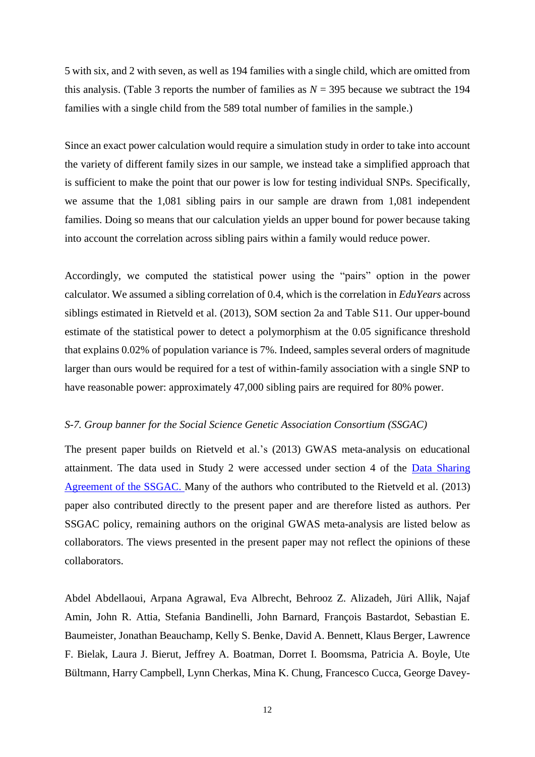5 with six, and 2 with seven, as well as 194 families with a single child, which are omitted from this analysis. (Table 3 reports the number of families as $N$ = 395 because we subtract the 194 families with a single child from the 589 total number of families in the sample.)

Since an exact power calculation would require a simulation study in order to take into account the variety of different family sizes in our sample, we instead take a simplified approach that is sufficient to make the point that our power is low for testing individual SNPs. Specifically, we assume that the 1,081 sibling pairs in our sample are drawn from 1,081 independent families. Doing so means that our calculation yields an upper bound for power because taking into account the correlation across sibling pairs within a family would reduce power.

Accordingly, we computed the statistical power using the "pairs" option in the power calculator. We assumed a sibling correlation of 0.4, which is the correlation in *EduYears* across siblings estimated in Rietveld et al. (2013), SOM section 2a and Table S11. Our upper-bound estimate of the statistical power to detect a polymorphism at the 0.05 significance threshold that explains 0.02% of population variance is 7%. Indeed, samples several orders of magnitude larger than ours would be required for a test of within-family association with a single SNP to have reasonable power: approximately 47,000 sibling pairs are required for 80% power.

*S-7. Group banner for the Social Science Genetic Association Consortium (SSGAC)*

The present paper builds on Rietveld et al.'s (2013) GWAS meta-analysis on educational attainment. The data used in Study 2 were accessed under section 4 of the Data Sharing Agreement of the SSGAC. Many of the authors who contributed to the Rietveld et al. (2013) paper also contributed directly to the present paper and are therefore listed as authors. Per SSGAC policy, remaining authors on the original GWAS meta-analysis are listed below as collaborators. The views presented in the present paper may not reflect the opinions of these collaborators.

Abdel Abdellaoui, Arpana Agrawal, Eva Albrecht, Behrooz Z. Alizadeh, Jüri Allik, Najaf Amin, John R. Attia, Stefania Bandinelli, John Barnard, François Bastardot, Sebastian E. Baumeister, Jonathan Beauchamp, Kelly S. Benke, David A. Bennett, Klaus Berger, Lawrence F. Bielak, Laura J. Bierut, Jeffrey A. Boatman, Dorret I. Boomsma, Patricia A. Boyle, Ute Bültmann, Harry Campbell, Lynn Cherkas, Mina K. Chung, Francesco Cucca, George Davey-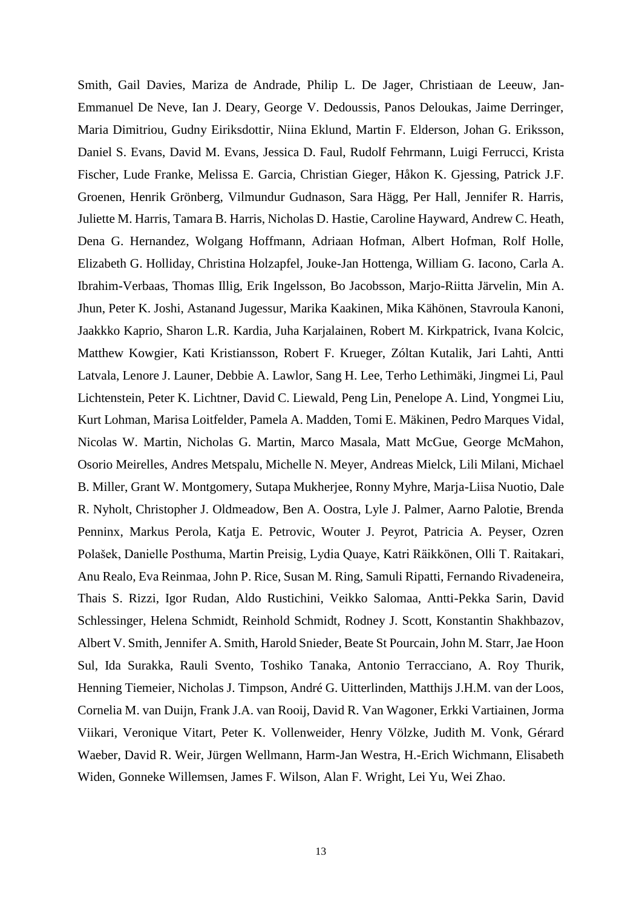Smith, Gail Davies, Mariza de Andrade, Philip L. De Jager, Christiaan de Leeuw, Jan-Emmanuel De Neve, Ian J. Deary, George V. Dedoussis, Panos Deloukas, Jaime Derringer, Maria Dimitriou, Gudny Eiriksdottir, Niina Eklund, Martin F. Elderson, Johan G. Eriksson, Daniel S. Evans, David M. Evans, Jessica D. Faul, Rudolf Fehrmann, Luigi Ferrucci, Krista Fischer, Lude Franke, Melissa E. Garcia, Christian Gieger, Håkon K. Gjessing, Patrick J.F. Groenen, Henrik Grönberg, Vilmundur Gudnason, Sara Hägg, Per Hall, Jennifer R. Harris, Juliette M. Harris, Tamara B. Harris, Nicholas D. Hastie, Caroline Hayward, Andrew C. Heath, Dena G. Hernandez, Wolgang Hoffmann, Adriaan Hofman, Albert Hofman, Rolf Holle, Elizabeth G. Holliday, Christina Holzapfel, Jouke-Jan Hottenga, William G. Iacono, Carla A. Ibrahim-Verbaas, Thomas Illig, Erik Ingelsson, Bo Jacobsson, Marjo-Riitta Järvelin, Min A. Jhun, Peter K. Joshi, Astanand Jugessur, Marika Kaakinen, Mika Kähönen, Stavroula Kanoni, Jaakkko Kaprio, Sharon L.R. Kardia, Juha Karjalainen, Robert M. Kirkpatrick, Ivana Kolcic, Matthew Kowgier, Kati Kristiansson, Robert F. Krueger, Zóltan Kutalik, Jari Lahti, Antti Latvala, Lenore J. Launer, Debbie A. Lawlor, Sang H. Lee, Terho Lethimäki, Jingmei Li, Paul Lichtenstein, Peter K. Lichtner, David C. Liewald, Peng Lin, Penelope A. Lind, Yongmei Liu, Kurt Lohman, Marisa Loitfelder, Pamela A. Madden, Tomi E. Mäkinen, Pedro Marques Vidal, Nicolas W. Martin, Nicholas G. Martin, Marco Masala, Matt McGue, George McMahon, Osorio Meirelles, Andres Metspalu, Michelle N. Meyer, Andreas Mielck, Lili Milani, Michael B. Miller, Grant W. Montgomery, Sutapa Mukherjee, Ronny Myhre, Marja-Liisa Nuotio, Dale R. Nyholt, Christopher J. Oldmeadow, Ben A. Oostra, Lyle J. Palmer, Aarno Palotie, Brenda Penninx, Markus Perola, Katja E. Petrovic, Wouter J. Peyrot, Patricia A. Peyser, Ozren Polašek, Danielle Posthuma, Martin Preisig, Lydia Quaye, Katri Räikkönen, Olli T. Raitakari, Anu Realo, Eva Reinmaa, John P. Rice, Susan M. Ring, Samuli Ripatti, Fernando Rivadeneira, Thais S. Rizzi, Igor Rudan, Aldo Rustichini, Veikko Salomaa, Antti-Pekka Sarin, David Schlessinger, Helena Schmidt, Reinhold Schmidt, Rodney J. Scott, Konstantin Shakhbazov, Albert V. Smith, Jennifer A. Smith, Harold Snieder, Beate St Pourcain, John M. Starr, Jae Hoon Sul, Ida Surakka, Rauli Svento, Toshiko Tanaka, Antonio Terracciano, A. Roy Thurik, Henning Tiemeier, Nicholas J. Timpson, André G. Uitterlinden, Matthijs J.H.M. van der Loos, Cornelia M. van Duijn, Frank J.A. van Rooij, David R. Van Wagoner, Erkki Vartiainen, Jorma Viikari, Veronique Vitart, Peter K. Vollenweider, Henry Völzke, Judith M. Vonk, Gérard Waeber, David R. Weir, Jürgen Wellmann, Harm-Jan Westra, H.-Erich Wichmann, Elisabeth Widen, Gonneke Willemsen, James F. Wilson, Alan F. Wright, Lei Yu, Wei Zhao.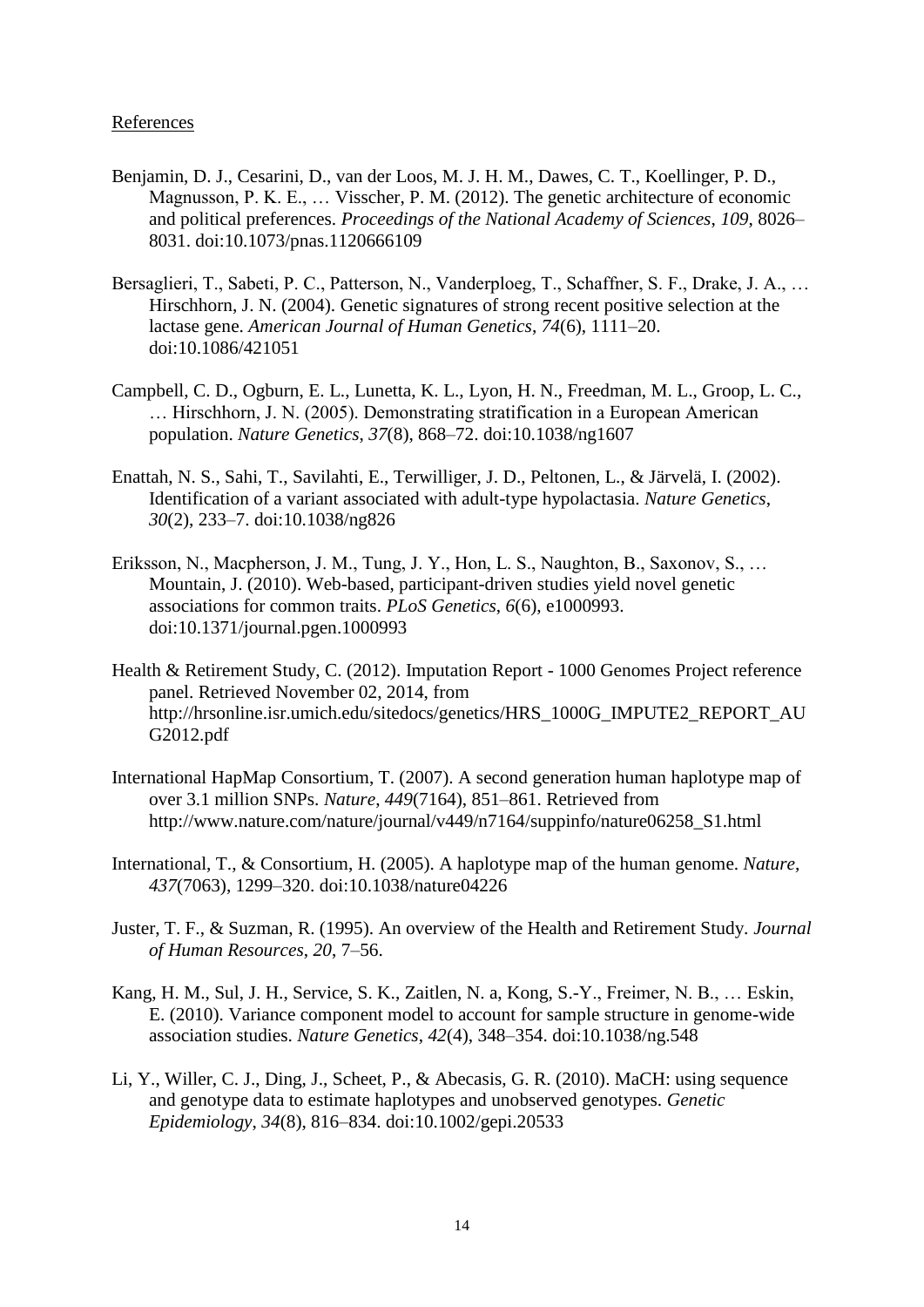References

Benjamin, D. J., Cesarini, D., van der Loos, M. J. H. M., Dawes, C. T., Koellinger, P. D., Magnusson, P. K. E., … Visscher, P. M. (2012). The genetic architecture of economic and political preferences. *Proceedings of the National Academy of Sciences*, *109*, 8026–8031. doi:10.1073/pnas.1120666109

Bersaglieri, T., Sabeti, P. C., Patterson, N., Vanderploeg, T., Schaffner, S. F., Drake, J. A., … Hirschhorn, J. N. (2004). Genetic signatures of strong recent positive selection at the lactase gene. *American Journal of Human Genetics*, *74*(6), 1111–20. doi:10.1086/421051

Campbell, C. D., Ogburn, E. L., Lunetta, K. L., Lyon, H. N., Freedman, M. L., Groop, L. C., … Hirschhorn, J. N. (2005). Demonstrating stratification in a European American population. *Nature Genetics*, *37*(8), 868–72. doi:10.1038/ng1607

Enattah, N. S., Sahi, T., Savilahti, E., Terwilliger, J. D., Peltonen, L., & Järvelä, I. (2002). Identification of a variant associated with adult-type hypolactasia. *Nature Genetics*, *30*(2), 233–7. doi:10.1038/ng826

Eriksson, N., Macpherson, J. M., Tung, J. Y., Hon, L. S., Naughton, B., Saxonov, S., … Mountain, J. (2010). Web-based, participant-driven studies yield novel genetic associations for common traits. *PLoS Genetics*, *6*(6), e1000993. doi:10.1371/journal.pgen.1000993

Health & Retirement Study, C. (2012). Imputation Report - 1000 Genomes Project reference panel. Retrieved November 02, 2014, from http://hrsonline.isr.umich.edu/sitedocs/genetics/HRS_1000G_IMPUTE2_REPORT_AUG2012.pdf

International HapMap Consortium, T. (2007). A second generation human haplotype map of over 3.1 million SNPs. *Nature*, *449*(7164), 851–861. Retrieved from http://www.nature.com/nature/journal/v449/n7164/suppinfo/nature06258_S1.html

International, T., & Consortium, H. (2005). A haplotype map of the human genome. *Nature*, *437*(7063), 1299–320. doi:10.1038/nature04226

Juster, T. F., & Suzman, R. (1995). An overview of the Health and Retirement Study. *Journal of Human Resources*, *20*, 7–56.

Kang, H. M., Sul, J. H., Service, S. K., Zaitlen, N. a, Kong, S.-Y., Freimer, N. B., … Eskin, E. (2010). Variance component model to account for sample structure in genome-wide association studies. *Nature Genetics*, *42*(4), 348–354. doi:10.1038/ng.548

Li, Y., Willer, C. J., Ding, J., Scheet, P., & Abecasis, G. R. (2010). MaCH: using sequence and genotype data to estimate haplotypes and unobserved genotypes. *Genetic Epidemiology*, *34*(8), 816–834. doi:10.1002/gepi.20533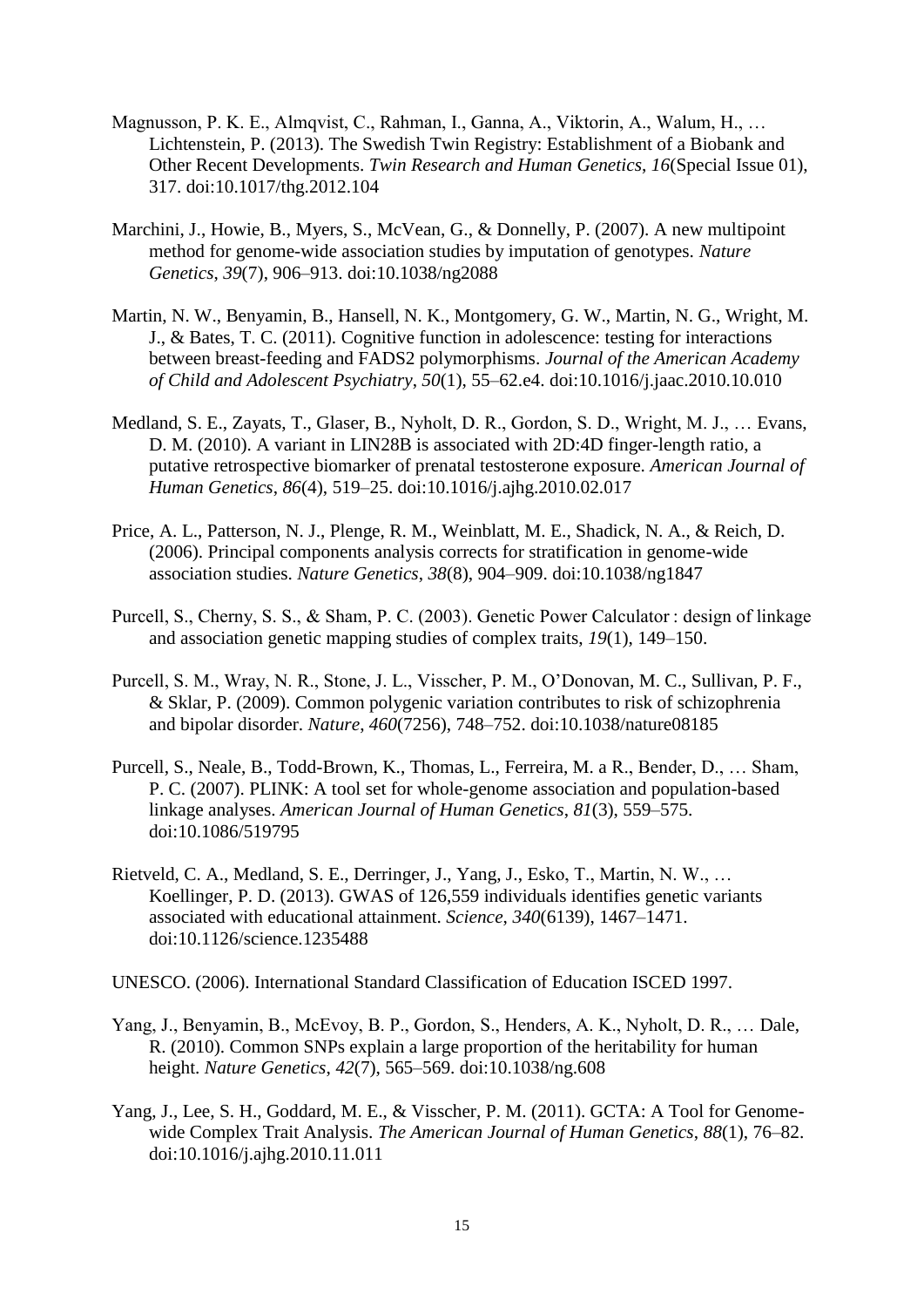Magnusson, P. K. E., Almqvist, C., Rahman, I., Ganna, A., Viktorin, A., Walum, H., … Lichtenstein, P. (2013). The Swedish Twin Registry: Establishment of a Biobank and Other Recent Developments. *Twin Research and Human Genetics*, *16*(Special Issue 01), 317. doi:10.1017/thg.2012.104

Marchini, J., Howie, B., Myers, S., McVean, G., & Donnelly, P. (2007). A new multipoint method for genome-wide association studies by imputation of genotypes. *Nature Genetics*, *39*(7), 906–913. doi:10.1038/ng2088

Martin, N. W., Benyamin, B., Hansell, N. K., Montgomery, G. W., Martin, N. G., Wright, M. J., & Bates, T. C. (2011). Cognitive function in adolescence: testing for interactions between breast-feeding and FADS2 polymorphisms. *Journal of the American Academy of Child and Adolescent Psychiatry*, *50*(1), 55–62.e4. doi:10.1016/j.jaac.2010.10.010

Medland, S. E., Zayats, T., Glaser, B., Nyholt, D. R., Gordon, S. D., Wright, M. J., … Evans, D. M. (2010). A variant in LIN28B is associated with 2D:4D finger-length ratio, a putative retrospective biomarker of prenatal testosterone exposure. *American Journal of Human Genetics*, *86*(4), 519–25. doi:10.1016/j.ajhg.2010.02.017

Price, A. L., Patterson, N. J., Plenge, R. M., Weinblatt, M. E., Shadick, N. A., & Reich, D. (2006). Principal components analysis corrects for stratification in genome-wide association studies. *Nature Genetics*, *38*(8), 904–909. doi:10.1038/ng1847

Purcell, S., Cherny, S. S., & Sham, P. C. (2003). Genetic Power Calculator : design of linkage and association genetic mapping studies of complex traits, *19*(1), 149–150.

Purcell, S. M., Wray, N. R., Stone, J. L., Visscher, P. M., O'Donovan, M. C., Sullivan, P. F., & Sklar, P. (2009). Common polygenic variation contributes to risk of schizophrenia and bipolar disorder. *Nature*, *460*(7256), 748–752. doi:10.1038/nature08185

Purcell, S., Neale, B., Todd-Brown, K., Thomas, L., Ferreira, M. a R., Bender, D., … Sham, P. C. (2007). PLINK: A tool set for whole-genome association and population-based linkage analyses. *American Journal of Human Genetics*, *81*(3), 559–575. doi:10.1086/519795

Rietveld, C. A., Medland, S. E., Derringer, J., Yang, J., Esko, T., Martin, N. W., … Koellinger, P. D. (2013). GWAS of 126,559 individuals identifies genetic variants associated with educational attainment. *Science*, *340*(6139), 1467–1471. doi:10.1126/science.1235488

UNESCO. (2006). International Standard Classification of Education ISCED 1997.

Yang, J., Benyamin, B., McEvoy, B. P., Gordon, S., Henders, A. K., Nyholt, D. R., … Dale, R. (2010). Common SNPs explain a large proportion of the heritability for human height. *Nature Genetics*, *42*(7), 565–569. doi:10.1038/ng.608

Yang, J., Lee, S. H., Goddard, M. E., & Visscher, P. M. (2011). GCTA: A Tool for Genome-wide Complex Trait Analysis. *The American Journal of Human Genetics*, *88*(1), 76–82. doi:10.1016/j.ajhg.2010.11.011